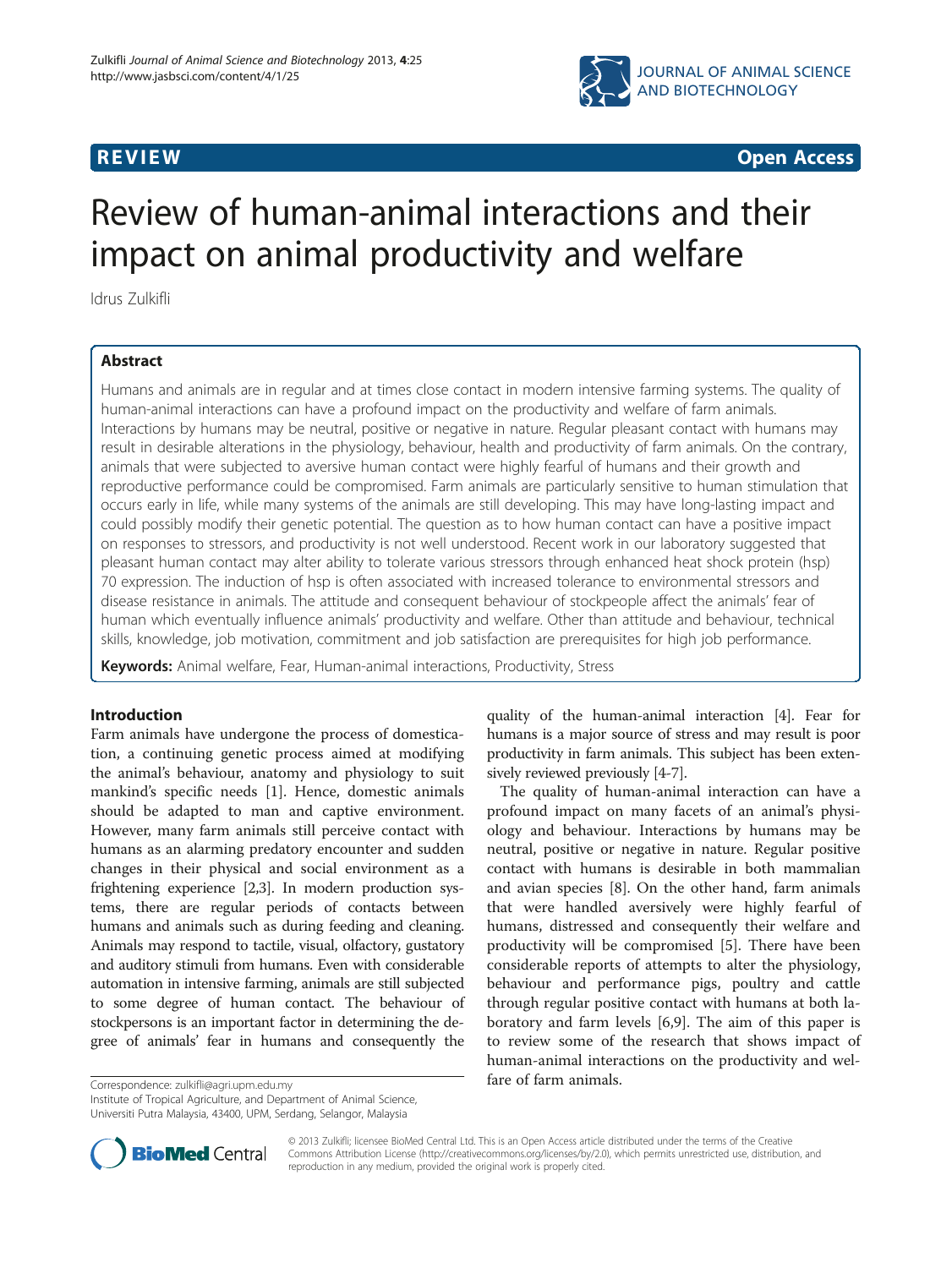**REVIEW** **Open Access**

# Review of human-animal interactions and their impact on animal productivity and welfare

Idrus Zulkifli

## Abstract

Humans and animals are in regular and at times close contact in modern intensive farming systems. The quality of human-animal interactions can have a profound impact on the productivity and welfare of farm animals. Interactions by humans may be neutral, positive or negative in nature. Regular pleasant contact with humans may result in desirable alterations in the physiology, behaviour, health and productivity of farm animals. On the contrary, animals that were subjected to aversive human contact were highly fearful of humans and their growth and reproductive performance could be compromised. Farm animals are particularly sensitive to human stimulation that occurs early in life, while many systems of the animals are still developing. This may have long-lasting impact and could possibly modify their genetic potential. The question as to how human contact can have a positive impact on responses to stressors, and productivity is not well understood. Recent work in our laboratory suggested that pleasant human contact may alter ability to tolerate various stressors through enhanced heat shock protein (hsp) 70 expression. The induction of hsp is often associated with increased tolerance to environmental stressors and disease resistance in animals. The attitude and consequent behaviour of stockpeople affect the animals' fear of human which eventually influence animals' productivity and welfare. Other than attitude and behaviour, technical skills, knowledge, job motivation, commitment and job satisfaction are prerequisites for high job performance.

**Keywords:** Animal welfare, Fear, Human-animal interactions, Productivity, Stress

## Introduction

Farm animals have undergone the process of domestication, a continuing genetic process aimed at modifying the animal's behaviour, anatomy and physiology to suit mankind's specific needs [1]. Hence, domestic animals should be adapted to man and captive environment. However, many farm animals still perceive contact with humans as an alarming predatory encounter and sudden changes in their physical and social environment as a frightening experience [2,3]. In modern production systems, there are regular periods of contacts between humans and animals such as during feeding and cleaning. Animals may respond to tactile, visual, olfactory, gustatory and auditory stimuli from humans. Even with considerable automation in intensive farming, animals are still subjected to some degree of human contact. The behaviour of stockpersons is an important factor in determining the degree of animals' fear in humans and consequently the quality of the human-animal interaction [4]. Fear for humans is a major source of stress and may result is poor productivity in farm animals. This subject has been extensively reviewed previously [4-7].

The quality of human-animal interaction can have a profound impact on many facets of an animal's physiology and behaviour. Interactions by humans may be neutral, positive or negative in nature. Regular positive contact with humans is desirable in both mammalian and avian species [8]. On the other hand, farm animals that were handled aversively were highly fearful of humans, distressed and consequently their welfare and productivity will be compromised [5]. There have been considerable reports of attempts to alter the physiology, behaviour and performance pigs, poultry and cattle through regular positive contact with humans at both laboratory and farm levels [6,9]. The aim of this paper is to review some of the research that shows impact of human-animal interactions on the productivity and welfare of farm animals.

Correspondence: zulkifli@agri.upm.edu.my
Institute of Tropical Agriculture, and Department of Animal Science, Universiti Putra Malaysia, 43400, UPM, Serdang, Selangor, Malaysia

© 2013 Zulkifli; licensee BioMed Central Ltd. This is an Open Access article distributed under the terms of the Creative Commons Attribution License (http://creativecommons.org/licenses/by/2.0), which permits unrestricted use, distribution, and reproduction in any medium, provided the original work is properly cited.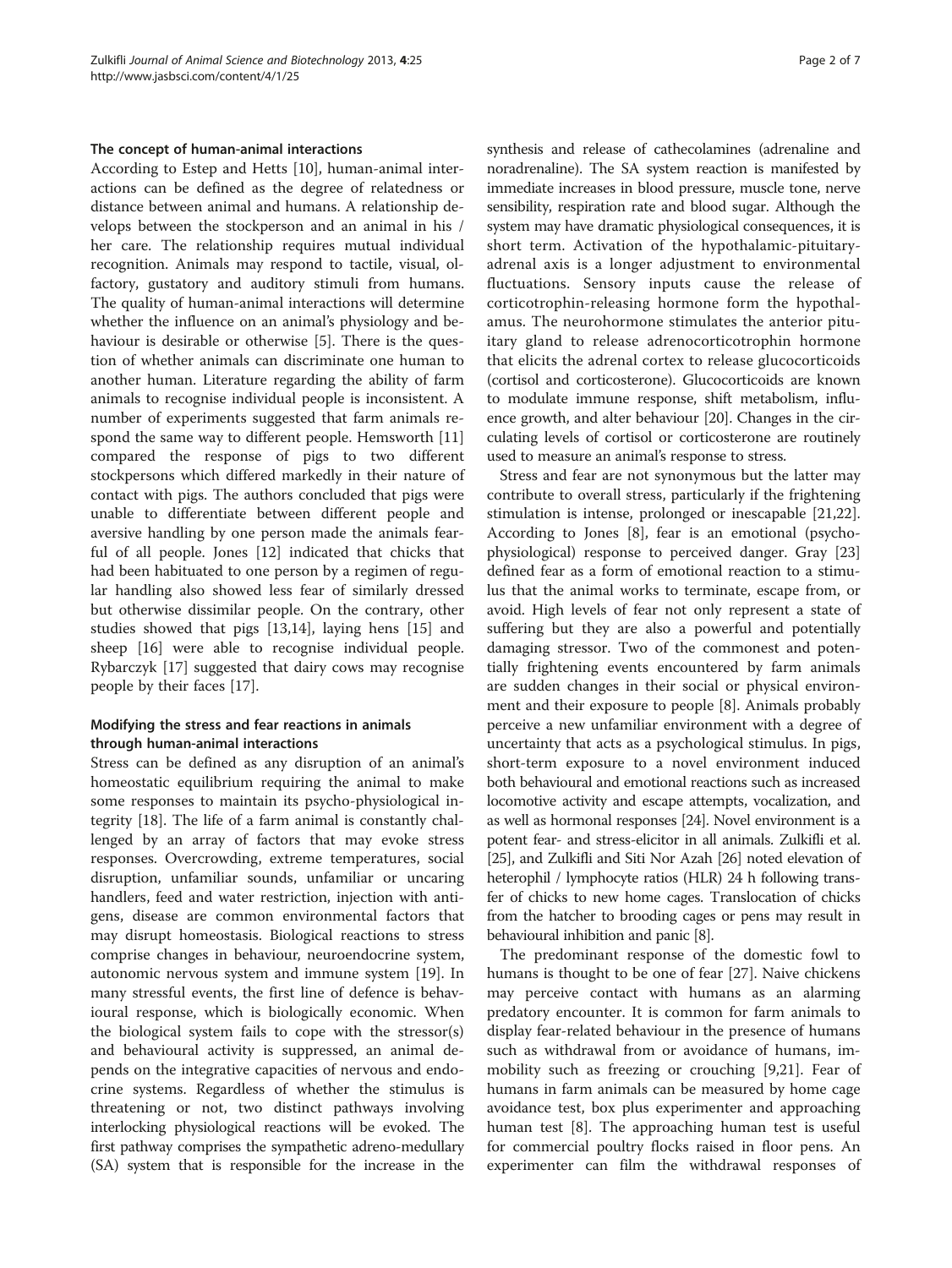### The concept of human-animal interactions

According to Estep and Hetts [10], human-animal interactions can be defined as the degree of relatedness or distance between animal and humans. A relationship develops between the stockperson and an animal in his / her care. The relationship requires mutual individual recognition. Animals may respond to tactile, visual, olfactory, gustatory and auditory stimuli from humans. The quality of human-animal interactions will determine whether the influence on an animal's physiology and behaviour is desirable or otherwise [5]. There is the question of whether animals can discriminate one human to another human. Literature regarding the ability of farm animals to recognise individual people is inconsistent. A number of experiments suggested that farm animals respond the same way to different people. Hemsworth [11] compared the response of pigs to two different stockpersons which differed markedly in their nature of contact with pigs. The authors concluded that pigs were unable to differentiate between different people and aversive handling by one person made the animals fearful of all people. Jones [12] indicated that chicks that had been habituated to one person by a regimen of regular handling also showed less fear of similarly dressed but otherwise dissimilar people. On the contrary, other studies showed that pigs [13,14], laying hens [15] and sheep [16] were able to recognise individual people. Rybarczyk [17] suggested that dairy cows may recognise people by their faces [17].

### Modifying the stress and fear reactions in animals through human-animal interactions

Stress can be defined as any disruption of an animal's homeostatic equilibrium requiring the animal to make some responses to maintain its psycho-physiological integrity [18]. The life of a farm animal is constantly challenged by an array of factors that may evoke stress responses. Overcrowding, extreme temperatures, social disruption, unfamiliar sounds, unfamiliar or uncaring handlers, feed and water restriction, injection with antigens, disease are common environmental factors that may disrupt homeostasis. Biological reactions to stress comprise changes in behaviour, neuroendocrine system, autonomic nervous system and immune system [19]. In many stressful events, the first line of defence is behavioural response, which is biologically economic. When the biological system fails to cope with the stressor(s) and behavioural activity is suppressed, an animal depends on the integrative capacities of nervous and endocrine systems. Regardless of whether the stimulus is threatening or not, two distinct pathways involving interlocking physiological reactions will be evoked. The first pathway comprises the sympathetic adreno-medullary (SA) system that is responsible for the increase in the synthesis and release of cathecolamines (adrenaline and noradrenaline). The SA system reaction is manifested by immediate increases in blood pressure, muscle tone, nerve sensibility, respiration rate and blood sugar. Although the system may have dramatic physiological consequences, it is short term. Activation of the hypothalamic-pituitary-adrenal axis is a longer adjustment to environmental fluctuations. Sensory inputs cause the release of corticotrophin-releasing hormone form the hypothalamus. The neurohormone stimulates the anterior pituitary gland to release adrenocorticotrophin hormone that elicits the adrenal cortex to release glucocorticoids (cortisol and corticosterone). Glucocorticoids are known to modulate immune response, shift metabolism, influence growth, and alter behaviour [20]. Changes in the circulating levels of cortisol or corticosterone are routinely used to measure an animal's response to stress.

Stress and fear are not synonymous but the latter may contribute to overall stress, particularly if the frightening stimulation is intense, prolonged or inescapable [21,22]. According to Jones [8], fear is an emotional (psychophysiological) response to perceived danger. Gray [23] defined fear as a form of emotional reaction to a stimulus that the animal works to terminate, escape from, or avoid. High levels of fear not only represent a state of suffering but they are also a powerful and potentially damaging stressor. Two of the commonest and potentially frightening events encountered by farm animals are sudden changes in their social or physical environment and their exposure to people [8]. Animals probably perceive a new unfamiliar environment with a degree of uncertainty that acts as a psychological stimulus. In pigs, short-term exposure to a novel environment induced both behavioural and emotional reactions such as increased locomotive activity and escape attempts, vocalization, and as well as hormonal responses [24]. Novel environment is a potent fear- and stress-elicitor in all animals. Zulkifli et al. [25], and Zulkifli and Siti Nor Azah [26] noted elevation of heterophil / lymphocyte ratios (HLR) 24 h following transfer of chicks to new home cages. Translocation of chicks from the hatcher to brooding cages or pens may result in behavioural inhibition and panic [8].

The predominant response of the domestic fowl to humans is thought to be one of fear [27]. Naive chickens may perceive contact with humans as an alarming predatory encounter. It is common for farm animals to display fear-related behaviour in the presence of humans such as withdrawal from or avoidance of humans, immobility such as freezing or crouching [9,21]. Fear of humans in farm animals can be measured by home cage avoidance test, box plus experimenter and approaching human test [8]. The approaching human test is useful for commercial poultry flocks raised in floor pens. An experimenter can film the withdrawal responses of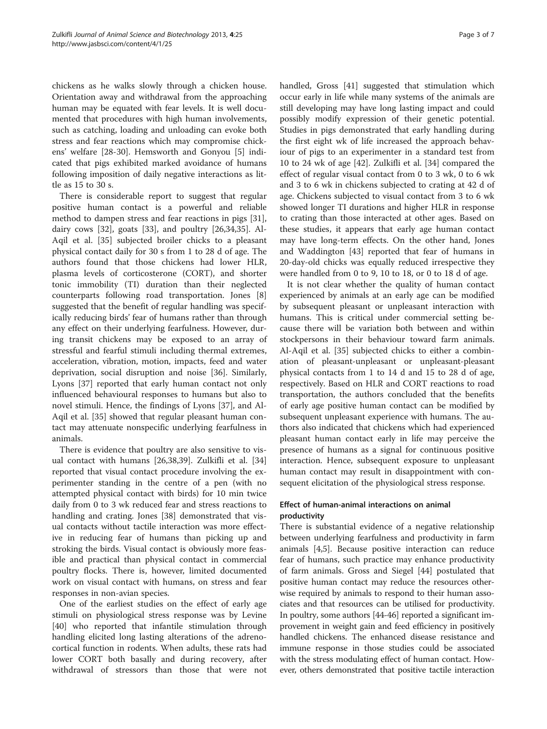chickens as he walks slowly through a chicken house. Orientation away and withdrawal from the approaching human may be equated with fear levels. It is well documented that procedures with high human involvements, such as catching, loading and unloading can evoke both stress and fear reactions which may compromise chickens' welfare [28-30]. Hemsworth and Gonyou [5] indicated that pigs exhibited marked avoidance of humans following imposition of daily negative interactions as little as 15 to 30 s.

There is considerable report to suggest that regular positive human contact is a powerful and reliable method to dampen stress and fear reactions in pigs [31], dairy cows [32], goats [33], and poultry [26,34,35]. Al-Aqil et al. [35] subjected broiler chicks to a pleasant physical contact daily for 30 s from 1 to 28 d of age. The authors found that those chickens had lower HLR, plasma levels of corticosterone (CORT), and shorter tonic immobility (TI) duration than their neglected counterparts following road transportation. Jones [8] suggested that the benefit of regular handling was specifically reducing birds' fear of humans rather than through any effect on their underlying fearfulness. However, during transit chickens may be exposed to an array of stressful and fearful stimuli including thermal extremes, acceleration, vibration, motion, impacts, feed and water deprivation, social disruption and noise [36]. Similarly, Lyons [37] reported that early human contact not only influenced behavioural responses to humans but also to novel stimuli. Hence, the findings of Lyons [37], and Al-Aqil et al. [35] showed that regular pleasant human contact may attenuate nonspecific underlying fearfulness in animals.

There is evidence that poultry are also sensitive to visual contact with humans [26,38,39]. Zulkifli et al. [34] reported that visual contact procedure involving the experimenter standing in the centre of a pen (with no attempted physical contact with birds) for 10 min twice daily from 0 to 3 wk reduced fear and stress reactions to handling and crating. Jones [38] demonstrated that visual contacts without tactile interaction was more effective in reducing fear of humans than picking up and stroking the birds. Visual contact is obviously more feasible and practical than physical contact in commercial poultry flocks. There is, however, limited documented work on visual contact with humans, on stress and fear responses in non-avian species.

One of the earliest studies on the effect of early age stimuli on physiological stress response was by Levine [40] who reported that infantile stimulation through handling elicited long lasting alterations of the adrenocortical function in rodents. When adults, these rats had lower CORT both basally and during recovery, after withdrawal of stressors than those that were not handled, Gross [41] suggested that stimulation which occur early in life while many systems of the animals are still developing may have long lasting impact and could possibly modify expression of their genetic potential. Studies in pigs demonstrated that early handling during the first eight wk of life increased the approach behaviour of pigs to an experimenter in a standard test from 10 to 24 wk of age [42]. Zulkifli et al. [34] compared the effect of regular visual contact from 0 to 3 wk, 0 to 6 wk and 3 to 6 wk in chickens subjected to crating at 42 d of age. Chickens subjected to visual contact from 3 to 6 wk showed longer TI durations and higher HLR in response to crating than those interacted at other ages. Based on these studies, it appears that early age human contact may have long-term effects. On the other hand, Jones and Waddington [43] reported that fear of humans in 20-day-old chicks was equally reduced irrespective they were handled from 0 to 9, 10 to 18, or 0 to 18 d of age.

It is not clear whether the quality of human contact experienced by animals at an early age can be modified by subsequent pleasant or unpleasant interaction with humans. This is critical under commercial setting because there will be variation both between and within stockpersons in their behaviour toward farm animals. Al-Aqil et al. [35] subjected chicks to either a combination of pleasant-unpleasant or unpleasant-pleasant physical contacts from 1 to 14 d and 15 to 28 d of age, respectively. Based on HLR and CORT reactions to road transportation, the authors concluded that the benefits of early age positive human contact can be modified by subsequent unpleasant experience with humans. The authors also indicated that chickens which had experienced pleasant human contact early in life may perceive the presence of humans as a signal for continuous positive interaction. Hence, subsequent exposure to unpleasant human contact may result in disappointment with consequent elicitation of the physiological stress response.

## Effect of human-animal interactions on animal productivity

There is substantial evidence of a negative relationship between underlying fearfulness and productivity in farm animals [4,5]. Because positive interaction can reduce fear of humans, such practice may enhance productivity of farm animals. Gross and Siegel [44] postulated that positive human contact may reduce the resources otherwise required by animals to respond to their human associates and that resources can be utilised for productivity. In poultry, some authors [44-46] reported a significant improvement in weight gain and feed efficiency in positively handled chickens. The enhanced disease resistance and immune response in those studies could be associated with the stress modulating effect of human contact. However, others demonstrated that positive tactile interaction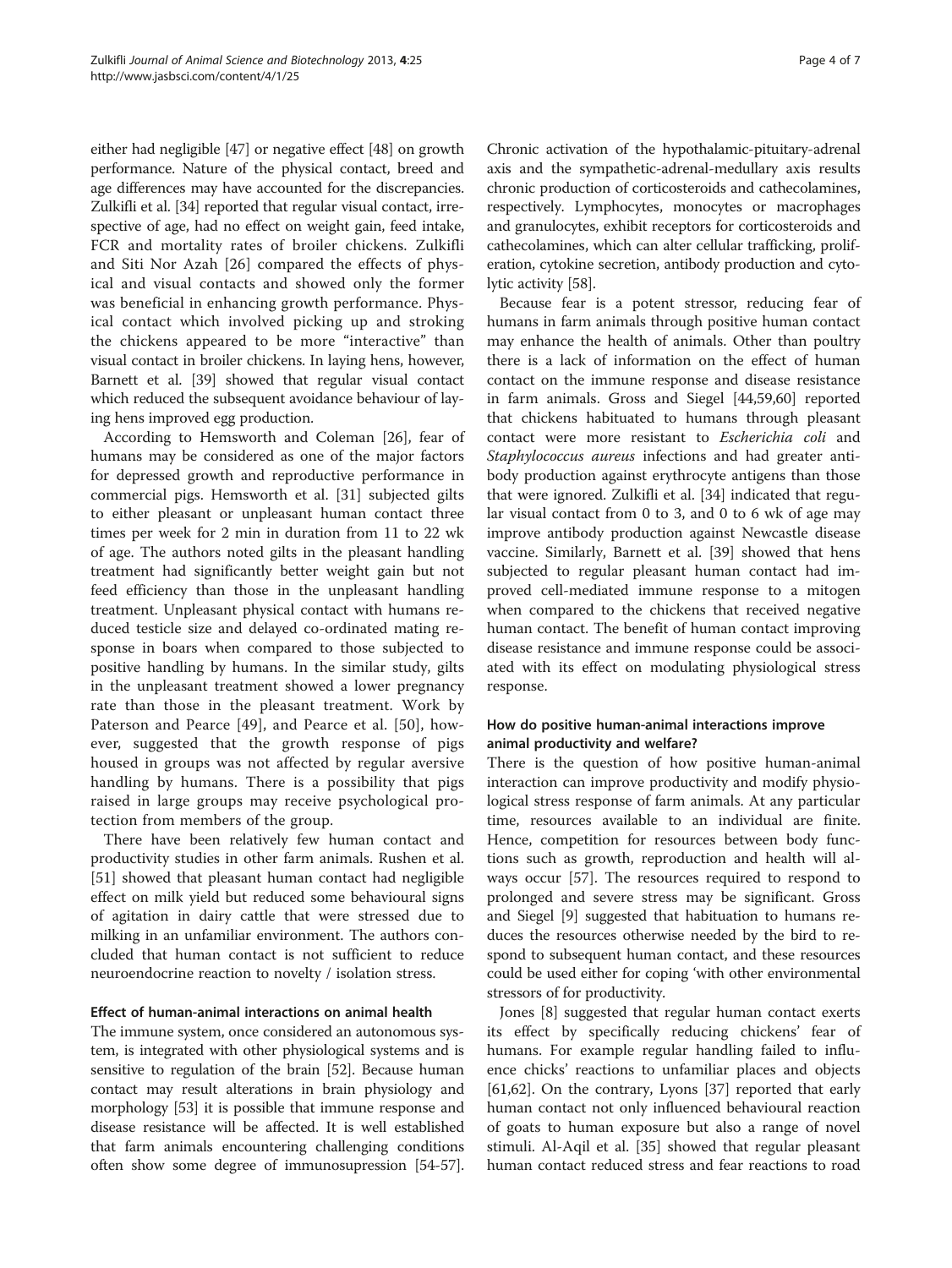either had negligible [47] or negative effect [48] on growth performance. Nature of the physical contact, breed and age differences may have accounted for the discrepancies. Zulkifli et al. [34] reported that regular visual contact, irrespective of age, had no effect on weight gain, feed intake, FCR and mortality rates of broiler chickens. Zulkifli and Siti Nor Azah [26] compared the effects of physical and visual contacts and showed only the former was beneficial in enhancing growth performance. Physical contact which involved picking up and stroking the chickens appeared to be more "interactive" than visual contact in broiler chickens. In laying hens, however, Barnett et al. [39] showed that regular visual contact which reduced the subsequent avoidance behaviour of laying hens improved egg production.

According to Hemsworth and Coleman [26], fear of humans may be considered as one of the major factors for depressed growth and reproductive performance in commercial pigs. Hemsworth et al. [31] subjected gilts to either pleasant or unpleasant human contact three times per week for 2 min in duration from 11 to 22 wk of age. The authors noted gilts in the pleasant handling treatment had significantly better weight gain but not feed efficiency than those in the unpleasant handling treatment. Unpleasant physical contact with humans reduced testicle size and delayed co-ordinated mating response in boars when compared to those subjected to positive handling by humans. In the similar study, gilts in the unpleasant treatment showed a lower pregnancy rate than those in the pleasant treatment. Work by Paterson and Pearce [49], and Pearce et al. [50], however, suggested that the growth response of pigs housed in groups was not affected by regular aversive handling by humans. There is a possibility that pigs raised in large groups may receive psychological protection from members of the group.

There have been relatively few human contact and productivity studies in other farm animals. Rushen et al. [51] showed that pleasant human contact had negligible effect on milk yield but reduced some behavioural signs of agitation in dairy cattle that were stressed due to milking in an unfamiliar environment. The authors concluded that human contact is not sufficient to reduce neuroendocrine reaction to novelty / isolation stress.

### Effect of human-animal interactions on animal health

The immune system, once considered an autonomous system, is integrated with other physiological systems and is sensitive to regulation of the brain [52]. Because human contact may result alterations in brain physiology and morphology [53] it is possible that immune response and disease resistance will be affected. It is well established that farm animals encountering challenging conditions often show some degree of immunosupression [54-57]. Chronic activation of the hypothalamic-pituitary-adrenal axis and the sympathetic-adrenal-medullary axis results chronic production of corticosteroids and cathecolamines, respectively. Lymphocytes, monocytes or macrophages and granulocytes, exhibit receptors for corticosteroids and cathecolamines, which can alter cellular trafficking, proliferation, cytokine secretion, antibody production and cytolytic activity [58].

Because fear is a potent stressor, reducing fear of humans in farm animals through positive human contact may enhance the health of animals. Other than poultry there is a lack of information on the effect of human contact on the immune response and disease resistance in farm animals. Gross and Siegel [44,59,60] reported that chickens habituated to humans through pleasant contact were more resistant to *Escherichia coli* and *Staphylococcus aureus* infections and had greater antibody production against erythrocyte antigens than those that were ignored. Zulkifli et al. [34] indicated that regular visual contact from 0 to 3, and 0 to 6 wk of age may improve antibody production against Newcastle disease vaccine. Similarly, Barnett et al. [39] showed that hens subjected to regular pleasant human contact had improved cell-mediated immune response to a mitogen when compared to the chickens that received negative human contact. The benefit of human contact improving disease resistance and immune response could be associated with its effect on modulating physiological stress response.

### How do positive human-animal interactions improve animal productivity and welfare?

There is the question of how positive human-animal interaction can improve productivity and modify physiological stress response of farm animals. At any particular time, resources available to an individual are finite. Hence, competition for resources between body functions such as growth, reproduction and health will always occur [57]. The resources required to respond to prolonged and severe stress may be significant. Gross and Siegel [9] suggested that habituation to humans reduces the resources otherwise needed by the bird to respond to subsequent human contact, and these resources could be used either for coping 'with other environmental stressors of for productivity.

Jones [8] suggested that regular human contact exerts its effect by specifically reducing chickens' fear of humans. For example regular handling failed to influence chicks' reactions to unfamiliar places and objects [61,62]. On the contrary, Lyons [37] reported that early human contact not only influenced behavioural reaction of goats to human exposure but also a range of novel stimuli. Al-Aqil et al. [35] showed that regular pleasant human contact reduced stress and fear reactions to road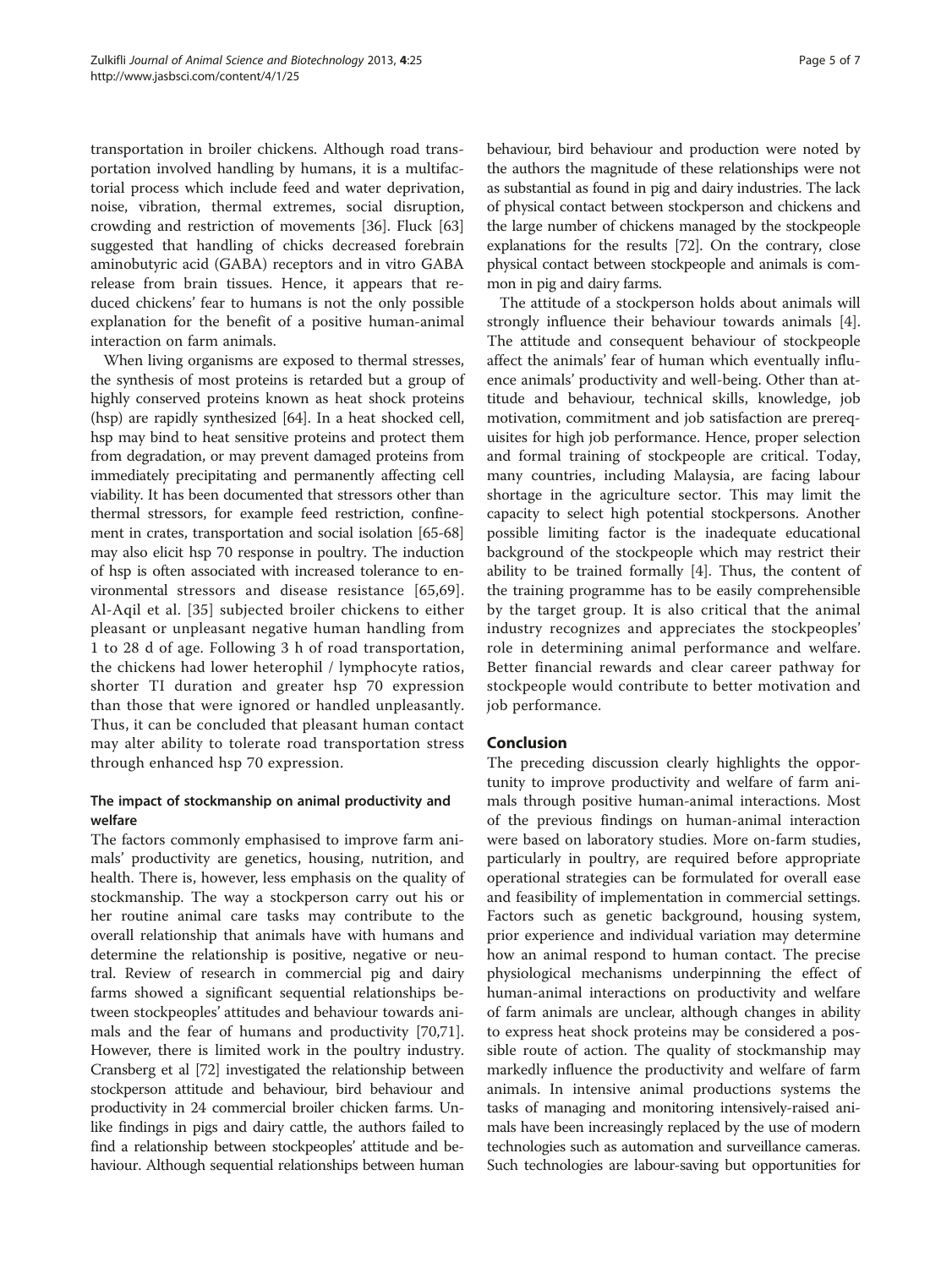transportation in broiler chickens. Although road transportation involved handling by humans, it is a multifactorial process which include feed and water deprivation, noise, vibration, thermal extremes, social disruption, crowding and restriction of movements [36]. Fluck [63] suggested that handling of chicks decreased forebrain aminobutyric acid (GABA) receptors and in vitro GABA release from brain tissues. Hence, it appears that reduced chickens' fear to humans is not the only possible explanation for the benefit of a positive human-animal interaction on farm animals.

When living organisms are exposed to thermal stresses, the synthesis of most proteins is retarded but a group of highly conserved proteins known as heat shock proteins (hsp) are rapidly synthesized [64]. In a heat shocked cell, hsp may bind to heat sensitive proteins and protect them from degradation, or may prevent damaged proteins from immediately precipitating and permanently affecting cell viability. It has been documented that stressors other than thermal stressors, for example feed restriction, confinement in crates, transportation and social isolation [65-68] may also elicit hsp 70 response in poultry. The induction of hsp is often associated with increased tolerance to environmental stressors and disease resistance [65,69]. Al-Aqil et al. [35] subjected broiler chickens to either pleasant or unpleasant negative human handling from 1 to 28 d of age. Following 3 h of road transportation, the chickens had lower heterophil / lymphocyte ratios, shorter TI duration and greater hsp 70 expression than those that were ignored or handled unpleasantly. Thus, it can be concluded that pleasant human contact may alter ability to tolerate road transportation stress through enhanced hsp 70 expression.

### The impact of stockmanship on animal productivity and welfare

The factors commonly emphasised to improve farm animals' productivity are genetics, housing, nutrition, and health. There is, however, less emphasis on the quality of stockmanship. The way a stockperson carry out his or her routine animal care tasks may contribute to the overall relationship that animals have with humans and determine the relationship is positive, negative or neutral. Review of research in commercial pig and dairy farms showed a significant sequential relationships between stockpeoples' attitudes and behaviour towards animals and the fear of humans and productivity [70,71]. However, there is limited work in the poultry industry. Cransberg et al [72] investigated the relationship between stockperson attitude and behaviour, bird behaviour and productivity in 24 commercial broiler chicken farms. Unlike findings in pigs and dairy cattle, the authors failed to find a relationship between stockpeoples' attitude and behaviour. Although sequential relationships between human behaviour, bird behaviour and production were noted by the authors the magnitude of these relationships were not as substantial as found in pig and dairy industries. The lack of physical contact between stockperson and chickens and the large number of chickens managed by the stockpeople explanations for the results [72]. On the contrary, close physical contact between stockpeople and animals is common in pig and dairy farms.

The attitude of a stockperson holds about animals will strongly influence their behaviour towards animals [4]. The attitude and consequent behaviour of stockpeople affect the animals' fear of human which eventually influence animals' productivity and well-being. Other than attitude and behaviour, technical skills, knowledge, job motivation, commitment and job satisfaction are prerequisites for high job performance. Hence, proper selection and formal training of stockpeople are critical. Today, many countries, including Malaysia, are facing labour shortage in the agriculture sector. This may limit the capacity to select high potential stockpersons. Another possible limiting factor is the inadequate educational background of the stockpeople which may restrict their ability to be trained formally [4]. Thus, the content of the training programme has to be easily comprehensible by the target group. It is also critical that the animal industry recognizes and appreciates the stockpeoples' role in determining animal performance and welfare. Better financial rewards and clear career pathway for stockpeople would contribute to better motivation and job performance.

## Conclusion

The preceding discussion clearly highlights the opportunity to improve productivity and welfare of farm animals through positive human-animal interactions. Most of the previous findings on human-animal interaction were based on laboratory studies. More on-farm studies, particularly in poultry, are required before appropriate operational strategies can be formulated for overall ease and feasibility of implementation in commercial settings. Factors such as genetic background, housing system, prior experience and individual variation may determine how an animal respond to human contact. The precise physiological mechanisms underpinning the effect of human-animal interactions on productivity and welfare of farm animals are unclear, although changes in ability to express heat shock proteins may be considered a possible route of action. The quality of stockmanship may markedly influence the productivity and welfare of farm animals. In intensive animal productions systems the tasks of managing and monitoring intensively-raised animals have been increasingly replaced by the use of modern technologies such as automation and surveillance cameras. Such technologies are labour-saving but opportunities for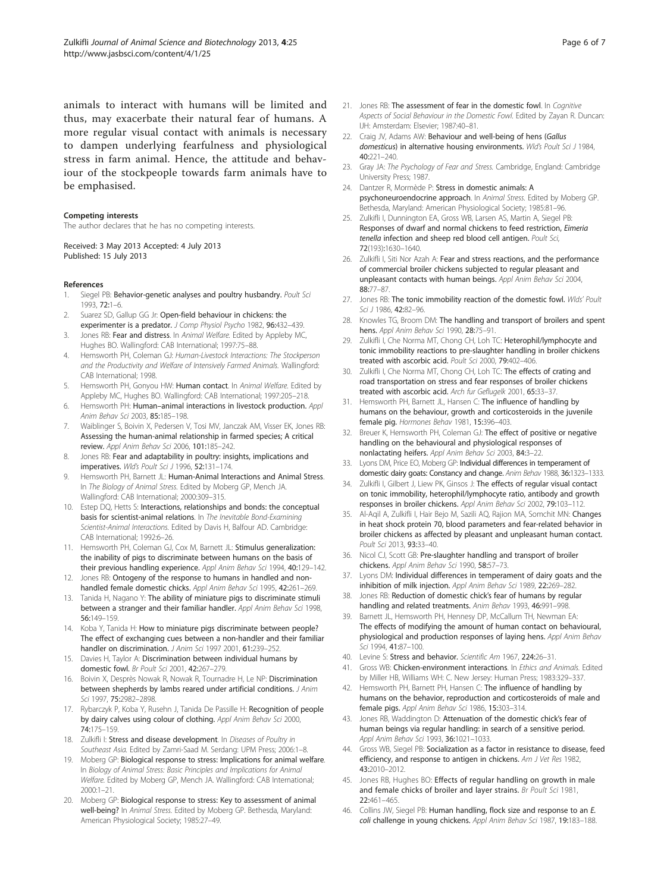animals to interact with humans will be limited and thus, may exacerbate their natural fear of humans. A more regular visual contact with animals is necessary to dampen underlying fearfulness and physiological stress in farm animal. Hence, the attitude and behaviour of the stockpeople towards farm animals have to be emphasised.

#### Competing interests

The author declares that he has no competing interests.

Received: 3 May 2013 Accepted: 4 July 2013
Published: 15 July 2013

#### References

1. Siegel PB: **Behavior-genetic analyses and poultry husbandry.** *Poult Sci* 1993, **72:**1–6.
2. Suarez SD, Gallup GG Jr: **Open-field behaviour in chickens: the experimenter is a predator.** *J Comp Physiol Psycho* 1982, **96:**432–439.
3. Jones RB: **Fear and distress.** In *Animal Welfare.* Edited by Appleby MC, Hughes BO. Wallingford: CAB International; 1997:75–88.
4. Hemsworth PH, Coleman GJ: *Human-Livestock Interactions: The Stockperson and the Productivity and Welfare of Intensively Farmed Animals.* Wallingford: CAB International; 1998.
5. Hemsworth PH, Gonyou HW: **Human contact.** In *Animal Welfare.* Edited by Appleby MC, Hughes BO. Wallingford: CAB International; 1997:205–218.
6. Hemsworth PH: **Human–animal interactions in livestock production.** *Appl Anim Behav Sci* 2003, **85:**185–198.
7. Waiblinger S, Boivin X, Pedersen V, Tosi MV, Janczak AM, Visser EK, Jones RB: **Assessing the human-animal relationship in farmed species; A critical review.** *Appl Anim Behav Sci* 2006, **101:**185–242.
8. Jones RB: **Fear and adaptability in poultry: insights, implications and imperatives.** *Wld's Poult Sci J* 1996, **52:**131–174.
9. Hemsworth PH, Barnett JL: **Human-Animal Interactions and Animal Stress.** In *The Biology of Animal Stress.* Edited by Moberg GP, Mench JA. Wallingford: CAB International; 2000:309–315.
10. Estep DQ, Hetts S: **Interactions, relationships and bonds: the conceptual basis for scientist-animal relations.** In *The Inevitable Bond-Examining Scientist-Animal Interactions.* Edited by Davis H, Balfour AD. Cambridge: CAB International; 1992:6–26.
11. Hemsworth PH, Coleman GJ, Cox M, Barnett JL: **Stimulus generalization: the inability of pigs to discriminate between humans on the basis of their previous handling experience.** *Appl Anim Behav Sci* 1994, **40:**129–142.
12. Jones RB: **Ontogeny of the response to humans in handled and non-handled female domestic chicks.** *Appl Anim Behav Sci* 1995, **42:**261–269.
13. Tanida H, Nagano Y: **The ability of miniature pigs to discriminate stimuli between a stranger and their familiar handler.** *Appl Anim Behav Sci* 1998, **56:**149–159.
14. Koba Y, Tanida H: **How to miniature pigs discriminate between people? The effect of exchanging cues between a non-handler and their familiar handler on discrimination.** *J Anim Sci* 1997 2001, **61:**239–252.
15. Davies H, Taylor A: **Discrimination between individual humans by domestic fowl.** *Br Poult Sci* 2001, **42:**267–279.
16. Boivin X, Desprès Nowak R, Nowak R, Tournadre H, Le NP: **Discrimination between shepherds by lambs reared under artificial conditions.** *J Anim Sci* 1997, **75:**2982–2898.
17. Rybarczyk P, Koba Y, Rusehn J, Tanida De Passille H: **Recognition of people by dairy calves using colour of clothing.** *Appl Anim Behav Sci* 2000, **74:**175–159.
18. Zulkifli I: **Stress and disease development.** In *Diseases of Poultry in Southeast Asia.* Edited by Zamri-Saad M. Serdang: UPM Press; 2006:1–8.
19. Moberg GP: **Biological response to stress: Implications for animal welfare.** In *Biology of Animal Stress: Basic Principles and Implications for Animal Welfare.* Edited by Moberg GP, Mench JA. Wallingford: CAB International; 2000:1–21.
20. Moberg GP: **Biological response to stress: Key to assessment of animal well-being?** In *Animal Stress.* Edited by Moberg GP. Bethesda, Maryland: American Physiological Society; 1985:27–49.
21. Jones RB: **The assessment of fear in the domestic fowl.** In *Cognitive Aspects of Social Behaviour in the Domestic Fowl.* Edited by Zayan R. Duncan: IJH: Amsterdam: Elsevier; 1987:40–81.
22. Craig JV, Adams AW: **Behaviour and well-being of hens (*Gallus domesticus*) in alternative housing environments.** *Wld's Poult Sci J* 1984, **40:**221–240.
23. Gray JA: *The Psychology of Fear and Stress.* Cambridge, England: Cambridge University Press; 1987.
24. Dantzer R, Mormède P: **Stress in domestic animals: A psychoneuroendocrine approach.** In *Animal Stress.* Edited by Moberg GP. Bethesda, Maryland: American Physiological Society; 1985:81–96.
25. Zulkifli I, Dunnington EA, Gross WB, Larsen AS, Martin A, Siegel PB: **Responses of dwarf and normal chickens to feed restriction, *Eimeria tenella* infection and sheep red blood cell antigen.** *Poult Sci,* **72**(193):1630–1640.
26. Zulkifli I, Siti Nor Azah A: **Fear and stress reactions, and the performance of commercial broiler chickens subjected to regular pleasant and unpleasant contacts with human beings.** *Appl Anim Behav Sci* 2004, **88:**77–87.
27. Jones RB: **The tonic immobility reaction of the domestic fowl.** *Wlds' Poult Sci J* 1986, **42:**82–96.
28. Knowles TG, Broom DM: **The handling and transport of broilers and spent hens.** *Appl Anim Behav Sci* 1990, **28:**75–91.
29. Zulkifli I, Che Norma MT, Chong CH, Loh TC: **Heterophil/lymphocyte and tonic immobility reactions to pre-slaughter handling in broiler chickens treated with ascorbic acid.** *Poult Sci* 2000, **79:**402–406.
30. Zulkifli I, Che Norma MT, Chong CH, Loh TC: **The effects of crating and road transportation on stress and fear responses of broiler chickens treated with ascorbic acid.** *Arch fur Geflugelk* 2001, **65:**33–37.
31. Hemsworth PH, Barnett JL, Hansen C: **The influence of handling by humans on the behaviour, growth and corticosteroids in the juvenile female pig.** *Hormones Behav* 1981, **15:**396–403.
32. Breuer K, Hemsworth PH, Coleman GJ: **The effect of positive or negative handling on the behavioural and physiological responses of nonlactating heifers.** *Appl Anim Behav Sci* 2003, **84:**3–22.
33. Lyons DM, Price EO, Moberg GP: **Individual differences in temperament of domestic dairy goats: Constancy and change.** *Anim Behav* 1988, **36:**1323–1333.
34. Zulkifli I, Gilbert J, Liew PK, Ginsos J: **The effects of regular visual contact on tonic immobility, heterophil/lymphocyte ratio, antibody and growth responses in broiler chickens.** *Appl Anim Behav Sci* 2002, **79:**103–112.
35. Al-Aqil A, Zulkifli I, Hair Bejo M, Sazili AQ, Rajion MA, Somchit MN: **Changes in heat shock protein 70, blood parameters and fear-related behavior in broiler chickens as affected by pleasant and unpleasant human contact.** *Poult Sci* 2013, **93:**33–40.
36. Nicol CJ, Scott GB: **Pre-slaughter handling and transport of broiler chickens.** *Appl Anim Behav Sci* 1990, **58:**57–73.
37. Lyons DM: **Individual differences in temperament of dairy goats and the inhibition of milk injection.** *Appl Anim Behav Sci* 1989, **22:**269–282.
38. Jones RB: **Reduction of domestic chick's fear of humans by regular handling and related treatments.** *Anim Behav* 1993, **46:**991–998.
39. Barnett JL, Hemsworth PH, Hennesy DP, McCallum TH, Newman EA: **The effects of modifying the amount of human contact on behavioural, physiological and production responses of laying hens.** *Appl Anim Behav Sci* 1994, **41:**87–100.
40. Levine S: **Stress and behavior.** *Scientific Am* 1967, **224:**26–31.
41. Gross WB: **Chicken-environment interactions.** In *Ethics and Animals.* Edited by Miller HB, Williams WH: C. New Jersey: Human Press; 1983:329–337.
42. Hemsworth PH, Barnett PH, Hansen C: **The influence of handling by humans on the behavior, reproduction and corticosteroids of male and female pigs.** *Appl Anim Behav Sci* 1986, **15:**303–314.
43. Jones RB, Waddington D: **Attenuation of the domestic chick's fear of human beings via regular handling: in search of a sensitive period.** *Appl Anim Behav Sci* 1993, **36:**1021–1033.
44. Gross WB, Siegel PB: **Socialization as a factor in resistance to disease, feed efficiency, and response to antigen in chickens.** *Am J Vet Res* 1982, **43:**2010–2012.
45. Jones RB, Hughes BO: **Effects of regular handling on growth in male and female chicks of broiler and layer strains.** *Br Poult Sci* 1981, **22:**461–465.
46. Collins JW, Siegel PB: **Human handling, flock size and response to an *E. coli* challenge in young chickens.** *Appl Anim Behav Sci* 1987, **19:**183–188.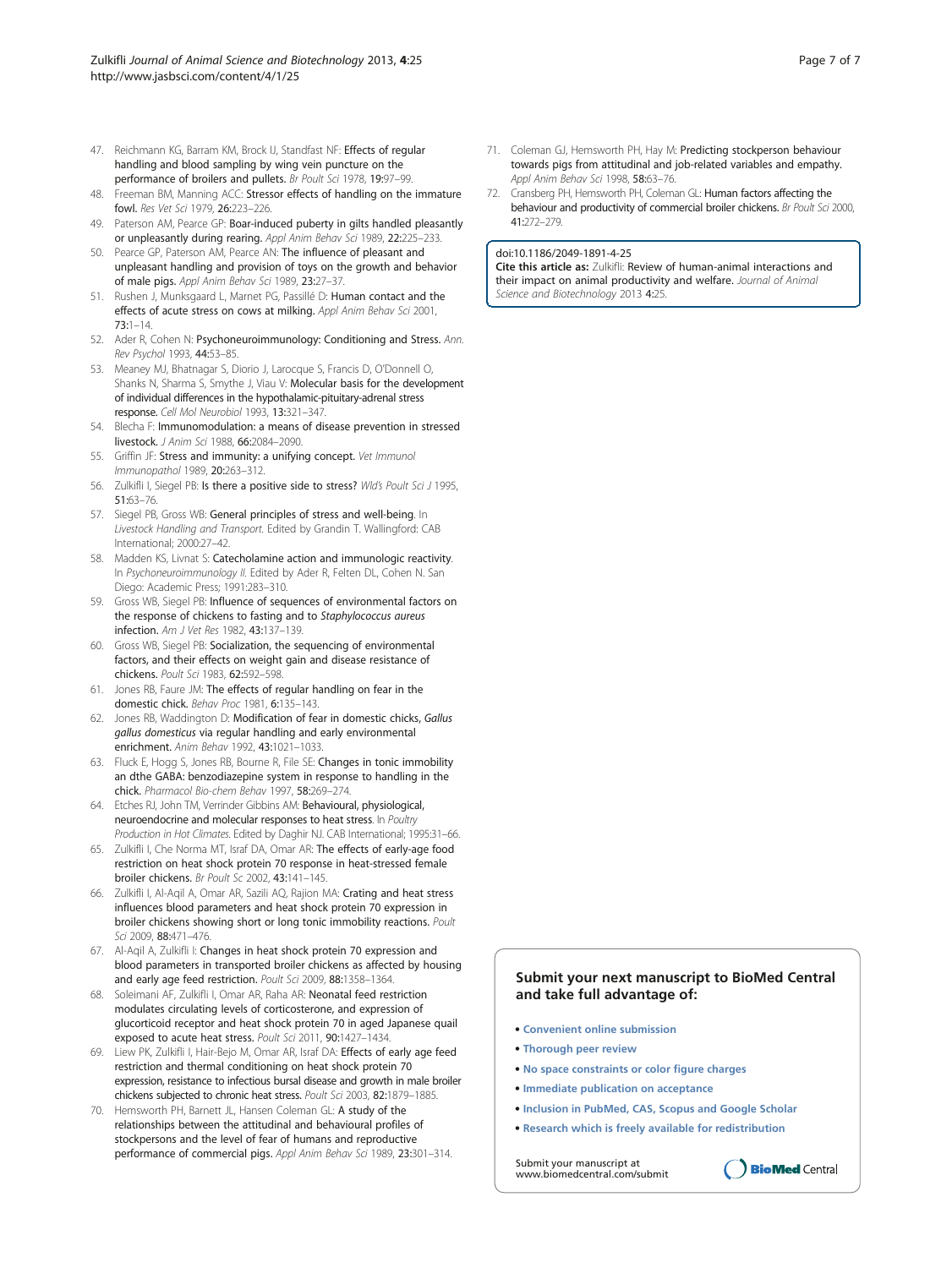47. Reichmann KG, Barram KM, Brock IJ, Standfast NF: **Effects of regular handling and blood sampling by wing vein puncture on the performance of broilers and pullets.** *Br Poult Sci* 1978, **19:**97–99.
48. Freeman BM, Manning ACC: **Stressor effects of handling on the immature fowl.** *Res Vet Sci* 1979, **26:**223–226.
49. Paterson AM, Pearce GP: **Boar-induced puberty in gilts handled pleasantly or unpleasantly during rearing.** *Appl Anim Behav Sci* 1989, **22:**225–233.
50. Pearce GP, Paterson AM, Pearce AN: **The influence of pleasant and unpleasant handling and provision of toys on the growth and behavior of male pigs.** *Appl Anim Behav Sci* 1989, **23:**27–37.
51. Rushen J, Munksgaard L, Marnet PG, Passillé D: **Human contact and the effects of acute stress on cows at milking.** *Appl Anim Behav Sci* 2001, **73:**1–14.
52. Ader R, Cohen N: **Psychoneuroimmunology: Conditioning and Stress.** *Ann. Rev Psychol* 1993, **44:**53–85.
53. Meaney MJ, Bhatnagar S, Diorio J, Larocque S, Francis D, O'Donnell O, Shanks N, Sharma S, Smythe J, Viau V: **Molecular basis for the development of individual differences in the hypothalamic-pituitary-adrenal stress response.** *Cell Mol Neurobiol* 1993, **13:**321–347.
54. Blecha F: **Immunomodulation: a means of disease prevention in stressed livestock.** *J Anim Sci* 1988, **66:**2084–2090.
55. Griffin JF: **Stress and immunity: a unifying concept.** *Vet Immunol Immunopathol* 1989, **20:**263–312.
56. Zulkifli I, Siegel PB: **Is there a positive side to stress?** *Wld's Poult Sci J* 1995, **51:**63–76.
57. Siegel PB, Gross WB: **General principles of stress and well-being.** In *Livestock Handling and Transport.* Edited by Grandin T. Wallingford: CAB International; 2000:27–42.
58. Madden KS, Livnat S: **Catecholamine action and immunologic reactivity.** In *Psychoneuroimmunology II.* Edited by Ader R, Felten DL, Cohen N. San Diego: Academic Press; 1991:283–310.
59. Gross WB, Siegel PB: **Influence of sequences of environmental factors on the response of chickens to fasting and to *Staphylococcus aureus* infection.** *Am J Vet Res* 1982, **43:**137–139.
60. Gross WB, Siegel PB: **Socialization, the sequencing of environmental factors, and their effects on weight gain and disease resistance of chickens.** *Poult Sci* 1983, **62:**592–598.
61. Jones RB, Faure JM: **The effects of regular handling on fear in the domestic chick.** *Behav Proc* 1981, **6:**135–143.
62. Jones RB, Waddington D: **Modification of fear in domestic chicks, *Gallus gallus domesticus* via regular handling and early environmental enrichment.** *Anim Behav* 1992, **43:**1021–1033.
63. Fluck E, Hogg S, Jones RB, Bourne R, File SE: **Changes in tonic immobility an dthe GABA: benzodiazepine system in response to handling in the chick.** *Pharmacol Bio-chem Behav* 1997, **58:**269–274.
64. Etches RJ, John TM, Verrinder Gibbins AM: **Behavioural, physiological, neuroendocrine and molecular responses to heat stress.** In *Poultry Production in Hot Climates.* Edited by Daghir NJ. CAB International; 1995:31–66.
65. Zulkifli I, Che Norma MT, Israf DA, Omar AR: **The effects of early-age food restriction on heat shock protein 70 response in heat-stressed female broiler chickens.** *Br Poult Sc* 2002, **43:**141–145.
66. Zulkifli I, Al-Aqil A, Omar AR, Sazili AQ, Rajion MA: **Crating and heat stress influences blood parameters and heat shock protein 70 expression in broiler chickens showing short or long tonic immobility reactions.** *Poult Sci* 2009, **88:**471–476.
67. Al-Aqil A, Zulkifli I: **Changes in heat shock protein 70 expression and blood parameters in transported broiler chickens as affected by housing and early age feed restriction.** *Poult Sci* 2009, **88:**1358–1364.
68. Soleimani AF, Zulkifli I, Omar AR, Raha AR: **Neonatal feed restriction modulates circulating levels of corticosterone, and expression of glucorticoid receptor and heat shock protein 70 in aged Japanese quail exposed to acute heat stress.** *Poult Sci* 2011, **90:**1427–1434.
69. Liew PK, Zulkifli I, Hair-Bejo M, Omar AR, Israf DA: **Effects of early age feed restriction and thermal conditioning on heat shock protein 70 expression, resistance to infectious bursal disease and growth in male broiler chickens subjected to chronic heat stress.** *Poult Sci* 2003, **82:**1879–1885.
70. Hemsworth PH, Barnett JL, Hansen Coleman GL: **A study of the relationships between the attitudinal and behavioural profiles of stockpersons and the level of fear of humans and reproductive performance of commercial pigs.** *Appl Anim Behav Sci* 1989, **23:**301–314.
71. Coleman GJ, Hemsworth PH, Hay M: **Predicting stockperson behaviour towards pigs from attitudinal and job-related variables and empathy.** *Appl Anim Behav Sci* 1998, **58:**63–76.
72. Cransberg PH, Hemsworth PH, Coleman GL: **Human factors affecting the behaviour and productivity of commercial broiler chickens.** *Br Poult Sci* 2000, **41:**272–279.

doi:10.1186/2049-1891-4-25

**Cite this article as:** Zulkifli: Review of human-animal interactions and their impact on animal productivity and welfare. *Journal of Animal Science and Biotechnology* 2013 **4:**25.

**Submit your next manuscript to BioMed Central and take full advantage of:**

- **Convenient online submission**
- **Thorough peer review**
- **No space constraints or color figure charges**
- **Immediate publication on acceptance**
- **Inclusion in PubMed, CAS, Scopus and Google Scholar**
- **Research which is freely available for redistribution**

Submit your manuscript at www.biomedcentral.com/submit

BioMed Central